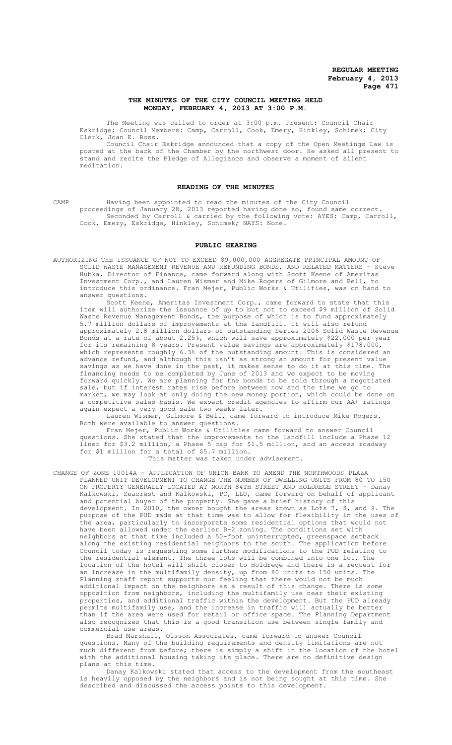# THE MINUTES OF THE CITY COUNCIL MEETING HELD MONDAY, FEBRUARY 4, 2013 AT 3:00 P.M.

The Meeting was called to order at 3:00 p.m. Present: Council Chair Eskridge; Council Members: Camp, Carroll, Cook, Emery, Hinkley, Schimek; City Clerk, Joan E. Ross.

Council Chair Eskridge announced that a copy of the Open Meetings Law is posted at the back of the Chamber by the northwest door. He asked all present to stand and recite the Pledge of Allegiance and observe a moment of silent meditation.

## READING OF THE MINUTES

CAMP Having been appointed to read the minutes of the City Council proceedings of January 28, 2013 reported having done so, found same correct.

Seconded by Carroll & carried by the following vote: AYES: Camp, Carroll, Cook, Emery, Eskridge, Hinkley, Schimek; NAYS: None.

## PUBLIC HEARING

AUTHORIZING THE ISSUANCE OF NOT TO EXCEED $9,000,000 AGGREGATE PRINCIPAL AMOUNT OF SOLID WASTE MANAGEMENT REVENUE AND REFUNDING BONDS, AND RELATED MATTERS - Steve Hubka, Director of Finance, came forward along with Scott Keene of Ameritas Investment Corp., and Lauren Wismer and Mike Rogers of Gilmore and Bell, to introduce this ordinance. Fran Mejer, Public Works & Utilities, was on hand to answer questions.

Scott Keene, Ameritas Investment Corp., came forward to state that this item will authorize the issuance of up to but not to exceed $9 million of Solid Waste Revenue Management Bonds, the purpose of which is to fund approximately 5.7 million dollars of improvements at the landfill. It will also refund approximately 2.8 million dollars of outstanding Series 2006 Solid Waste Revenue Bonds at a rate of about 2.25%, which will save approximately $22,000 per year for its remaining 8 years. Present value savings are approximately $178,000, which represents roughly 6.3% of the outstanding amount. This is considered an advance refund, and although this isn't as strong an amount for present value savings as we have done in the past, it makes sense to do it at this time. The financing needs to be completed by June of 2013 and we expect to be moving forward quickly. We are planning for the bonds to be sold through a negotiated sale, but if interest rates rise before between now and the time we go to market, we may look at only doing the new money portion, which could be done on a competitive sales basis. We expect credit agencies to affirm our AA+ ratings again expect a very good sale two weeks later.

Lauren Wismer, Gilmore & Bell, came forward to introduce Mike Rogers. Both were available to answer questions.

Fran Mejer, Public Works & Utilities came forward to answer Council questions. She stated that the improvements to the landfill include a Phase 12 liner for $3.2 million, a Phase 5 cap for $1.5 million, and an access roadway for $1 million for a total of $5.7 million.

This matter was taken under advisement.

CHANGE OF ZONE 10014A - APPLICATION OF UNION BANK TO AMEND THE NORTHWOODS PLAZA PLANNED UNIT DEVELOPMENT TO CHANGE THE NUMBER OF DWELLING UNITS FROM 80 TO 150 ON PROPERTY GENERALLY LOCATED AT NORTH 84TH STREET AND HOLDREGE STREET - Danay Kalkowski, Seacrest and Kalkowski, PC, LLO, came forward on behalf of applicant and potential buyer of the property. She gave a brief history of this development. In 2010, the owner bought the areas known as Lots 7, 8, and 9. The purpose of the PUD made at that time was to allow for flexibility in the uses of the area, particularly to incorporate some residential options that would not have been allowed under the earlier B-2 zoning. The conditions set with neighbors at that time included a 50-foot uninterrupted, greenspace setback along the existing residential neighbors to the south. The application before Council today is requesting some further modifications to the PUD relating to the residential element. The three lots will be combined into one lot. The location of the hotel will shift closer to Holdrege and there is a request for an increase in the multifamily density, up from 80 units to 150 units. The Planning staff report supports our feeling that there would not be much additional impact on the neighbors as a result of this change. There is some opposition from neighbors, including the multifamily use near their existing properties, and additional traffic within the development. But the PUD already permits multifamily use, and the increase in traffic will actually be better than if the area were used for retail or office space. The Planning Department also recognizes that this is a good transition use between single family and commercial use areas.

Brad Marshall, Olsson Associates, came forward to answer Council questions. Many of the building requirements and density limitations are not much different from before; there is simply a shift in the location of the hotel with the additional housing taking its place. There are no definitive design plans at this time.

Danay Kalkowski stated that access to the development from the southeast is heavily opposed by the neighbors and is not being sought at this time. She described and discussed the access points to this development.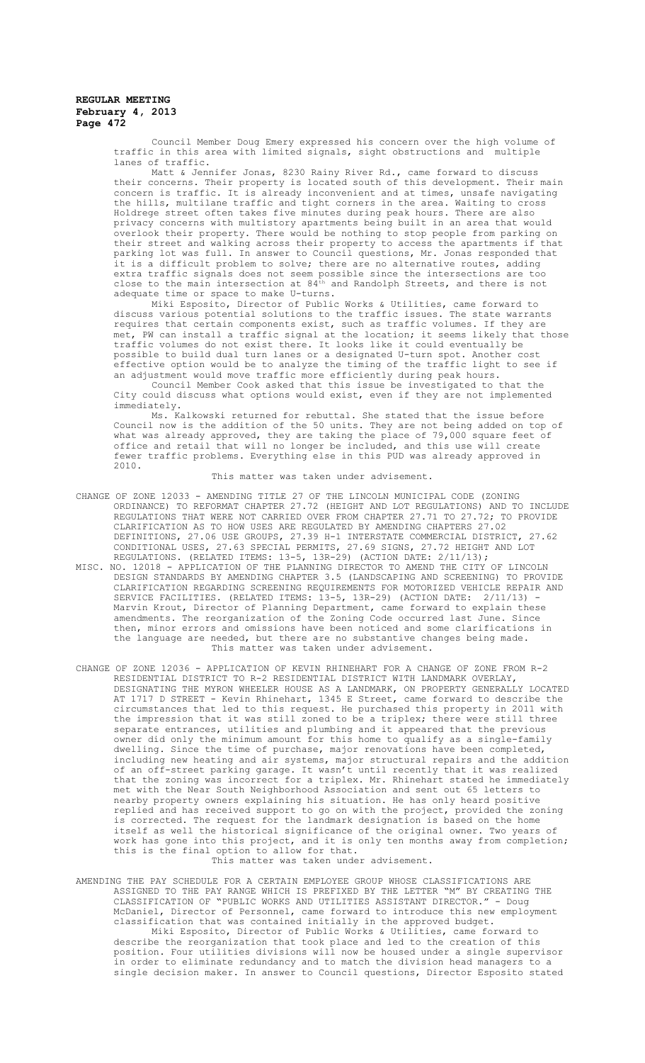Council Member Doug Emery expressed his concern over the high volume of traffic in this area with limited signals, sight obstructions and multiple lanes of traffic.

Matt & Jennifer Jonas, 8230 Rainy River Rd., came forward to discuss their concerns. Their property is located south of this development. Their main concern is traffic. It is already inconvenient and at times, unsafe navigating the hills, multilane traffic and tight corners in the area. Waiting to cross Holdrege street often takes five minutes during peak hours. There are also privacy concerns with multistory apartments being built in an area that would overlook their property. There would be nothing to stop people from parking on their street and walking across their property to access the apartments if that parking lot was full. In answer to Council questions, Mr. Jonas responded that it is a difficult problem to solve; there are no alternative routes, adding extra traffic signals does not seem possible since the intersections are too close to the main intersection at 84th and Randolph Streets, and there is not adequate time or space to make U-turns.

Miki Esposito, Director of Public Works & Utilities, came forward to discuss various potential solutions to the traffic issues. The state warrants requires that certain components exist, such as traffic volumes. If they are met, PW can install a traffic signal at the location; it seems likely that those traffic volumes do not exist there. It looks like it could eventually be possible to build dual turn lanes or a designated U-turn spot. Another cost effective option would be to analyze the timing of the traffic light to see if an adjustment would move traffic more efficiently during peak hours.

Council Member Cook asked that this issue be investigated to that the City could discuss what options would exist, even if they are not implemented immediately.

Ms. Kalkowski returned for rebuttal. She stated that the issue before Council now is the addition of the 50 units. They are not being added on top of what was already approved, they are taking the place of 79,000 square feet of office and retail that will no longer be included, and this use will create fewer traffic problems. Everything else in this PUD was already approved in 2010.

This matter was taken under advisement.

CHANGE OF ZONE 12033 - AMENDING TITLE 27 OF THE LINCOLN MUNICIPAL CODE (ZONING ORDINANCE) TO REFORMAT CHAPTER 27.72 (HEIGHT AND LOT REGULATIONS) AND TO INCLUDE REGULATIONS THAT WERE NOT CARRIED OVER FROM CHAPTER 27.71 TO 27.72; TO PROVIDE CLARIFICATION AS TO HOW USES ARE REGULATED BY AMENDING CHAPTERS 27.02 DEFINITIONS, 27.06 USE GROUPS, 27.39 H-1 INTERSTATE COMMERCIAL DISTRICT, 27.62 CONDITIONAL USES, 27.63 SPECIAL PERMITS, 27.69 SIGNS, 27.72 HEIGHT AND LOT REGULATIONS. (RELATED ITEMS: 13-5, 13R-29) (ACTION DATE: 2/11/13);

MISC. NO. 12018 - APPLICATION OF THE PLANNING DIRECTOR TO AMEND THE CITY OF LINCOLN DESIGN STANDARDS BY AMENDING CHAPTER 3.5 (LANDSCAPING AND SCREENING) TO PROVIDE CLARIFICATION REGARDING SCREENING REQUIREMENTS FOR MOTORIZED VEHICLE REPAIR AND SERVICE FACILITIES. (RELATED ITEMS: 13-5, 13R-29) (ACTION DATE: 2/11/13) - Marvin Krout, Director of Planning Department, came forward to explain these amendments. The reorganization of the Zoning Code occurred last June. Since then, minor errors and omissions have been noticed and some clarifications in the language are needed, but there are no substantive changes being made.

This matter was taken under advisement.

CHANGE OF ZONE 12036 - APPLICATION OF KEVIN RHINEHART FOR A CHANGE OF ZONE FROM R-2 RESIDENTIAL DISTRICT TO R-2 RESIDENTIAL DISTRICT WITH LANDMARK OVERLAY, DESIGNATING THE MYRON WHEELER HOUSE AS A LANDMARK, ON PROPERTY GENERALLY LOCATED AT 1717 D STREET - Kevin Rhinehart, 1345 E Street, came forward to describe the circumstances that led to this request. He purchased this property in 2011 with the impression that it was still zoned to be a triplex; there were still three separate entrances, utilities and plumbing and it appeared that the previous owner did only the minimum amount for this home to qualify as a single-family dwelling. Since the time of purchase, major renovations have been completed, including new heating and air systems, major structural repairs and the addition of an off-street parking garage. It wasn't until recently that it was realized that the zoning was incorrect for a triplex. Mr. Rhinehart stated he immediately met with the Near South Neighborhood Association and sent out 65 letters to nearby property owners explaining his situation. He has only heard positive replied and has received support to go on with the project, provided the zoning is corrected. The request for the landmark designation is based on the home itself as well the historical significance of the original owner. Two years of work has gone into this project, and it is only ten months away from completion; this is the final option to allow for that.

This matter was taken under advisement.

AMENDING THE PAY SCHEDULE FOR A CERTAIN EMPLOYEE GROUP WHOSE CLASSIFICATIONS ARE ASSIGNED TO THE PAY RANGE WHICH IS PREFIXED BY THE LETTER "M" BY CREATING THE CLASSIFICATION OF "PUBLIC WORKS AND UTILITIES ASSISTANT DIRECTOR." - Doug McDaniel, Director of Personnel, came forward to introduce this new employment classification that was contained initially in the approved budget.

Miki Esposito, Director of Public Works & Utilities, came forward to describe the reorganization that took place and led to the creation of this position. Four utilities divisions will now be housed under a single supervisor in order to eliminate redundancy and to match the division head managers to a single decision maker. In answer to Council questions, Director Esposito stated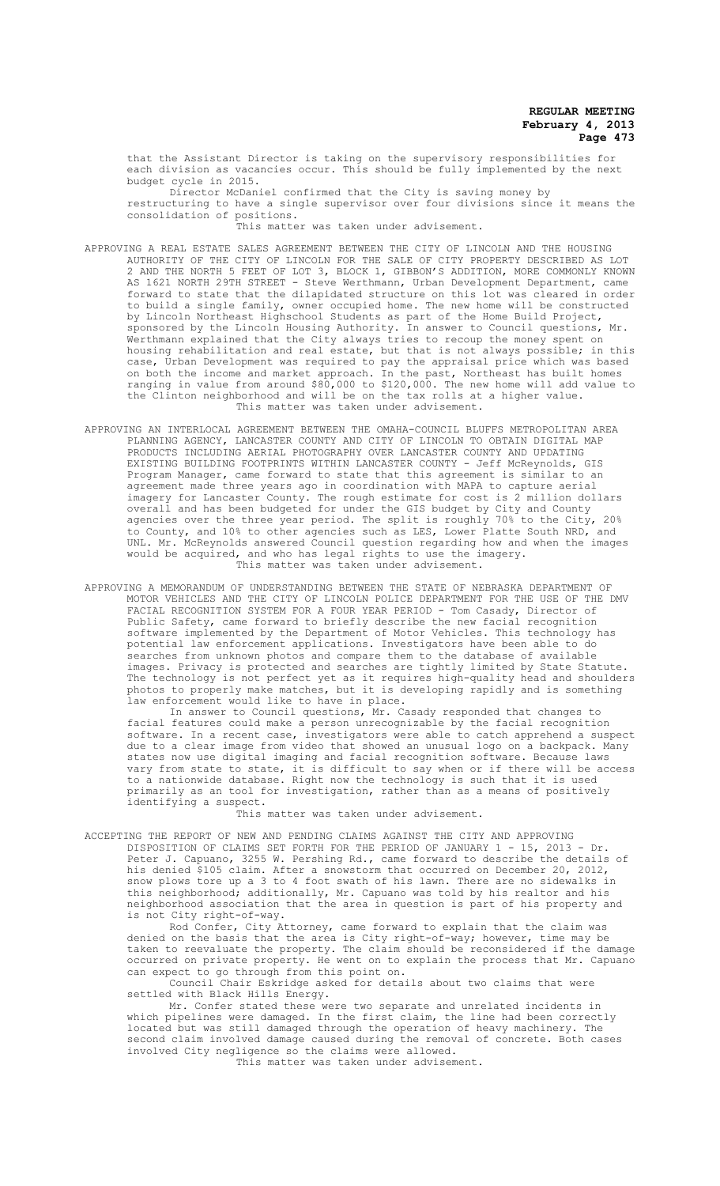that the Assistant Director is taking on the supervisory responsibilities for each division as vacancies occur. This should be fully implemented by the next budget cycle in 2015.

Director McDaniel confirmed that the City is saving money by restructuring to have a single supervisor over four divisions since it means the consolidation of positions.

This matter was taken under advisement.

APPROVING A REAL ESTATE SALES AGREEMENT BETWEEN THE CITY OF LINCOLN AND THE HOUSING AUTHORITY OF THE CITY OF LINCOLN FOR THE SALE OF CITY PROPERTY DESCRIBED AS LOT 2 AND THE NORTH 5 FEET OF LOT 3, BLOCK 1, GIBBON'S ADDITION, MORE COMMONLY KNOWN AS 1621 NORTH 29TH STREET - Steve Werthmann, Urban Development Department, came forward to state that the dilapidated structure on this lot was cleared in order to build a single family, owner occupied home. The new home will be constructed by Lincoln Northeast Highschool Students as part of the Home Build Project, sponsored by the Lincoln Housing Authority. In answer to Council questions, Mr. Werthmann explained that the City always tries to recoup the money spent on housing rehabilitation and real estate, but that is not always possible; in this case, Urban Development was required to pay the appraisal price which was based on both the income and market approach. In the past, Northeast has built homes ranging in value from around $80,000 to $120,000. The new home will add value to the Clinton neighborhood and will be on the tax rolls at a higher value.

This matter was taken under advisement.

APPROVING AN INTERLOCAL AGREEMENT BETWEEN THE OMAHA-COUNCIL BLUFFS METROPOLITAN AREA PLANNING AGENCY, LANCASTER COUNTY AND CITY OF LINCOLN TO OBTAIN DIGITAL MAP PRODUCTS INCLUDING AERIAL PHOTOGRAPHY OVER LANCASTER COUNTY AND UPDATING EXISTING BUILDING FOOTPRINTS WITHIN LANCASTER COUNTY - Jeff McReynolds, GIS Program Manager, came forward to state that this agreement is similar to an agreement made three years ago in coordination with MAPA to capture aerial imagery for Lancaster County. The rough estimate for cost is 2 million dollars overall and has been budgeted for under the GIS budget by City and County agencies over the three year period. The split is roughly 70% to the City, 20% to County, and 10% to other agencies such as LES, Lower Platte South NRD, and UNL. Mr. McReynolds answered Council question regarding how and when the images would be acquired, and who has legal rights to use the imagery.

This matter was taken under advisement.

APPROVING A MEMORANDUM OF UNDERSTANDING BETWEEN THE STATE OF NEBRASKA DEPARTMENT OF MOTOR VEHICLES AND THE CITY OF LINCOLN POLICE DEPARTMENT FOR THE USE OF THE DMV FACIAL RECOGNITION SYSTEM FOR A FOUR YEAR PERIOD - Tom Casady, Director of Public Safety, came forward to briefly describe the new facial recognition software implemented by the Department of Motor Vehicles. This technology has potential law enforcement applications. Investigators have been able to do searches from unknown photos and compare them to the database of available images. Privacy is protected and searches are tightly limited by State Statute. The technology is not perfect yet as it requires high-quality head and shoulders photos to properly make matches, but it is developing rapidly and is something law enforcement would like to have in place.

In answer to Council questions, Mr. Casady responded that changes to facial features could make a person unrecognizable by the facial recognition software. In a recent case, investigators were able to catch apprehend a suspect due to a clear image from video that showed an unusual logo on a backpack. Many states now use digital imaging and facial recognition software. Because laws vary from state to state, it is difficult to say when or if there will be access to a nationwide database. Right now the technology is such that it is used primarily as an tool for investigation, rather than as a means of positively identifying a suspect.

This matter was taken under advisement.

ACCEPTING THE REPORT OF NEW AND PENDING CLAIMS AGAINST THE CITY AND APPROVING DISPOSITION OF CLAIMS SET FORTH FOR THE PERIOD OF JANUARY 1 - 15, 2013 - Dr. Peter J. Capuano, 3255 W. Pershing Rd., came forward to describe the details of his denied $105 claim. After a snowstorm that occurred on December 20, 2012, snow plows tore up a 3 to 4 foot swath of his lawn. There are no sidewalks in this neighborhood; additionally, Mr. Capuano was told by his realtor and his neighborhood association that the area in question is part of his property and is not City right-of-way.

Rod Confer, City Attorney, came forward to explain that the claim was denied on the basis that the area is City right-of-way; however, time may be taken to reevaluate the property. The claim should be reconsidered if the damage occurred on private property. He went on to explain the process that Mr. Capuano can expect to go through from this point on.

Council Chair Eskridge asked for details about two claims that were settled with Black Hills Energy.

Mr. Confer stated these were two separate and unrelated incidents in which pipelines were damaged. In the first claim, the line had been correctly located but was still damaged through the operation of heavy machinery. The second claim involved damage caused during the removal of concrete. Both cases involved City negligence so the claims were allowed.

This matter was taken under advisement.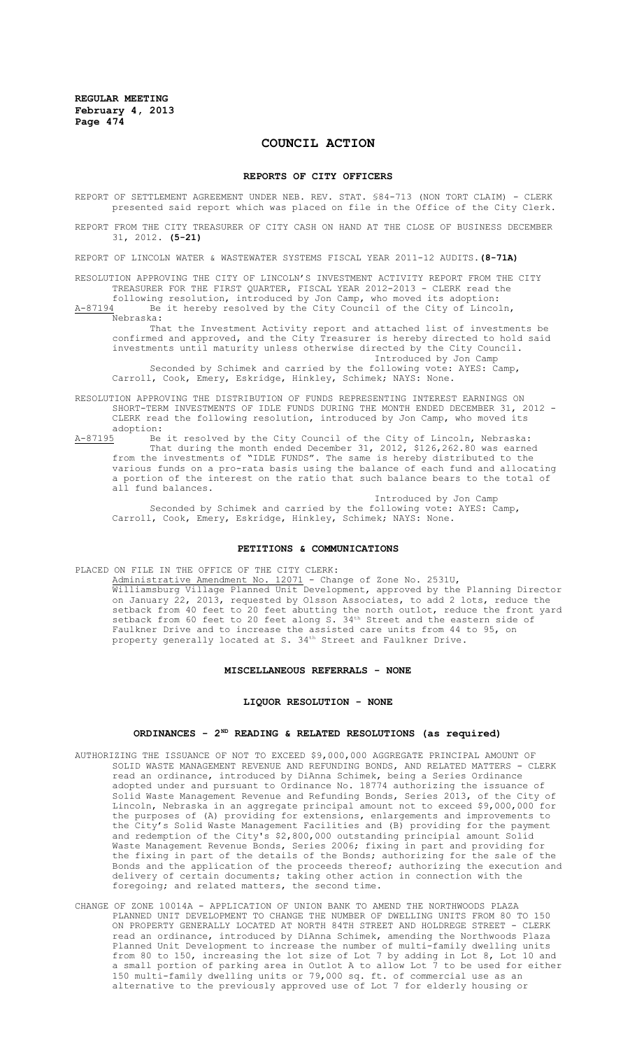# COUNCIL ACTION

## REPORTS OF CITY OFFICERS

REPORT OF SETTLEMENT AGREEMENT UNDER NEB. REV. STAT. §84-713 (NON TORT CLAIM) - CLERK presented said report which was placed on file in the Office of the City Clerk.

REPORT FROM THE CITY TREASURER OF CITY CASH ON HAND AT THE CLOSE OF BUSINESS DECEMBER 31, 2012. **(5-21)**

REPORT OF LINCOLN WATER & WASTEWATER SYSTEMS FISCAL YEAR 2011-12 AUDITS.**(8-71A)**

RESOLUTION APPROVING THE CITY OF LINCOLN'S INVESTMENT ACTIVITY REPORT FROM THE CITY TREASURER FOR THE FIRST QUARTER, FISCAL YEAR 2012-2013 - CLERK read the following resolution, introduced by Jon Camp, who moved its adoption:

A-87194 Be it hereby resolved by the City Council of the City of Lincoln, Nebraska:

That the Investment Activity report and attached list of investments be confirmed and approved, and the City Treasurer is hereby directed to hold said investments until maturity unless otherwise directed by the City Council.

Introduced by Jon Camp

Seconded by Schimek and carried by the following vote: AYES: Camp, Carroll, Cook, Emery, Eskridge, Hinkley, Schimek; NAYS: None.

RESOLUTION APPROVING THE DISTRIBUTION OF FUNDS REPRESENTING INTEREST EARNINGS ON SHORT-TERM INVESTMENTS OF IDLE FUNDS DURING THE MONTH ENDED DECEMBER 31, 2012 - CLERK read the following resolution, introduced by Jon Camp, who moved its adoption:

A-87195 Be it resolved by the City Council of the City of Lincoln, Nebraska:

That during the month ended December 31, 2012, $126,262.80 was earned from the investments of "IDLE FUNDS". The same is hereby distributed to the various funds on a pro-rata basis using the balance of each fund and allocating a portion of the interest on the ratio that such balance bears to the total of all fund balances.

Introduced by Jon Camp

Seconded by Schimek and carried by the following vote: AYES: Camp, Carroll, Cook, Emery, Eskridge, Hinkley, Schimek; NAYS: None.

## PETITIONS & COMMUNICATIONS

PLACED ON FILE IN THE OFFICE OF THE CITY CLERK:

Administrative Amendment No. 12071 - Change of Zone No. 2531U, Williamsburg Village Planned Unit Development, approved by the Planning Director on January 22, 2013, requested by Olsson Associates, to add 2 lots, reduce the setback from 40 feet to 20 feet abutting the north outlot, reduce the front yard setback from 60 feet to 20 feet along S. 34th Street and the eastern side of Faulkner Drive and to increase the assisted care units from 44 to 95, on property generally located at S. 34th Street and Faulkner Drive.

## MISCELLANEOUS REFERRALS - NONE

## LIQUOR RESOLUTION - NONE

## ORDINANCES - 2ND READING & RELATED RESOLUTIONS (as required)

AUTHORIZING THE ISSUANCE OF NOT TO EXCEED $9,000,000 AGGREGATE PRINCIPAL AMOUNT OF SOLID WASTE MANAGEMENT REVENUE AND REFUNDING BONDS, AND RELATED MATTERS - CLERK read an ordinance, introduced by DiAnna Schimek, being a Series Ordinance adopted under and pursuant to Ordinance No. 18774 authorizing the issuance of Solid Waste Management Revenue and Refunding Bonds, Series 2013, of the City of Lincoln, Nebraska in an aggregate principal amount not to exceed $9,000,000 for the purposes of (A) providing for extensions, enlargements and improvements to the City's Solid Waste Management Facilities and (B) providing for the payment and redemption of the City's $2,800,000 outstanding principal amount Solid Waste Management Revenue Bonds, Series 2006; fixing in part and providing for the fixing in part of the details of the Bonds; authorizing for the sale of the Bonds and the application of the proceeds thereof; authorizing the execution and delivery of certain documents; taking other action in connection with the foregoing; and related matters, the second time.

CHANGE OF ZONE 10014A - APPLICATION OF UNION BANK TO AMEND THE NORTHWOODS PLAZA PLANNED UNIT DEVELOPMENT TO CHANGE THE NUMBER OF DWELLING UNITS FROM 80 TO 150 ON PROPERTY GENERALLY LOCATED AT NORTH 84TH STREET AND HOLDREGE STREET - CLERK read an ordinance, introduced by DiAnna Schimek, amending the Northwoods Plaza Planned Unit Development to increase the number of multi-family dwelling units from 80 to 150, increasing the lot size of Lot 7 by adding in Lot 8, Lot 10 and a small portion of parking area in Outlot A to allow Lot 7 to be used for either 150 multi-family dwelling units or 79,000 sq. ft. of commercial use as an alternative to the previously approved use of Lot 7 for elderly housing or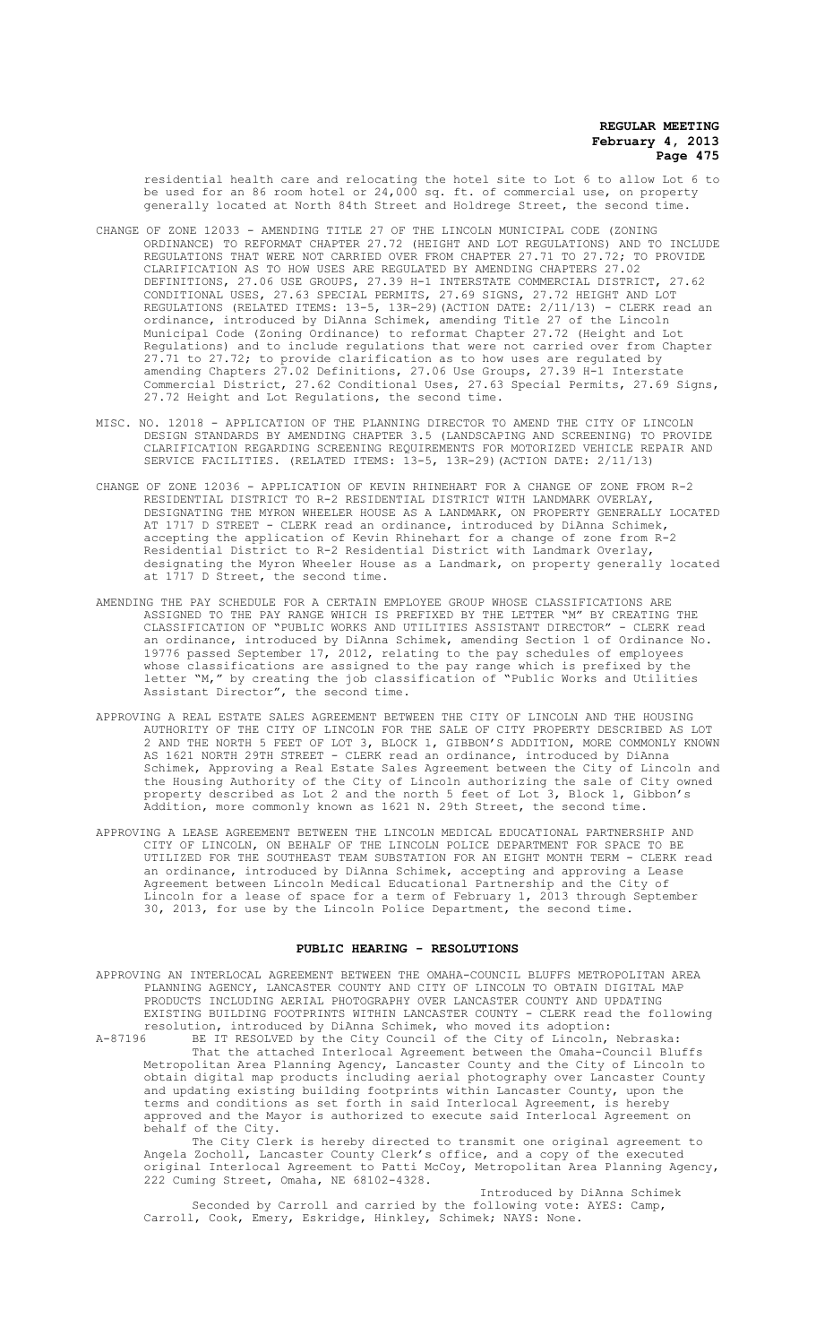residential health care and relocating the hotel site to Lot 6 to allow Lot 6 to be used for an 86 room hotel or 24,000 sq. ft. of commercial use, on property generally located at North 84th Street and Holdrege Street, the second time.

CHANGE OF ZONE 12033 - AMENDING TITLE 27 OF THE LINCOLN MUNICIPAL CODE (ZONING ORDINANCE) TO REFORMAT CHAPTER 27.72 (HEIGHT AND LOT REGULATIONS) AND TO INCLUDE REGULATIONS THAT WERE NOT CARRIED OVER FROM CHAPTER 27.71 TO 27.72; TO PROVIDE CLARIFICATION AS TO HOW USES ARE REGULATED BY AMENDING CHAPTERS 27.02 DEFINITIONS, 27.06 USE GROUPS, 27.39 H-1 INTERSTATE COMMERCIAL DISTRICT, 27.62 CONDITIONAL USES, 27.63 SPECIAL PERMITS, 27.69 SIGNS, 27.72 HEIGHT AND LOT REGULATIONS (RELATED ITEMS: 13-5, 13R-29)(ACTION DATE: 2/11/13) - CLERK read an ordinance, introduced by DiAnna Schimek, amending Title 27 of the Lincoln Municipal Code (Zoning Ordinance) to reformat Chapter 27.72 (Height and Lot Regulations) and to include regulations that were not carried over from Chapter 27.71 to 27.72; to provide clarification as to how uses are regulated by amending Chapters 27.02 Definitions, 27.06 Use Groups, 27.39 H-1 Interstate Commercial District, 27.62 Conditional Uses, 27.63 Special Permits, 27.69 Signs, 27.72 Height and Lot Regulations, the second time.

MISC. NO. 12018 - APPLICATION OF THE PLANNING DIRECTOR TO AMEND THE CITY OF LINCOLN DESIGN STANDARDS BY AMENDING CHAPTER 3.5 (LANDSCAPING AND SCREENING) TO PROVIDE CLARIFICATION REGARDING SCREENING REQUIREMENTS FOR MOTORIZED VEHICLE REPAIR AND SERVICE FACILITIES. (RELATED ITEMS: 13-5, 13R-29)(ACTION DATE: 2/11/13)

CHANGE OF ZONE 12036 - APPLICATION OF KEVIN RHINEHART FOR A CHANGE OF ZONE FROM R-2 RESIDENTIAL DISTRICT TO R-2 RESIDENTIAL DISTRICT WITH LANDMARK OVERLAY, DESIGNATING THE MYRON WHEELER HOUSE AS A LANDMARK, ON PROPERTY GENERALLY LOCATED AT 1717 D STREET - CLERK read an ordinance, introduced by DiAnna Schimek, accepting the application of Kevin Rhinehart for a change of zone from R-2 Residential District to R-2 Residential District with Landmark Overlay, designating the Myron Wheeler House as a Landmark, on property generally located at 1717 D Street, the second time.

AMENDING THE PAY SCHEDULE FOR A CERTAIN EMPLOYEE GROUP WHOSE CLASSIFICATIONS ARE ASSIGNED TO THE PAY RANGE WHICH IS PREFIXED BY THE LETTER "M" BY CREATING THE CLASSIFICATION OF "PUBLIC WORKS AND UTILITIES ASSISTANT DIRECTOR" - CLERK read an ordinance, introduced by DiAnna Schimek, amending Section 1 of Ordinance No. 19776 passed September 17, 2012, relating to the pay schedules of employees whose classifications are assigned to the pay range which is prefixed by the letter "M," by creating the job classification of "Public Works and Utilities Assistant Director", the second time.

APPROVING A REAL ESTATE SALES AGREEMENT BETWEEN THE CITY OF LINCOLN AND THE HOUSING AUTHORITY OF THE CITY OF LINCOLN FOR THE SALE OF CITY PROPERTY DESCRIBED AS LOT 2 AND THE NORTH 5 FEET OF LOT 3, BLOCK 1, GIBBON'S ADDITION, MORE COMMONLY KNOWN AS 1621 NORTH 29TH STREET - CLERK read an ordinance, introduced by DiAnna Schimek, Approving a Real Estate Sales Agreement between the City of Lincoln and the Housing Authority of the City of Lincoln authorizing the sale of City owned property described as Lot 2 and the north 5 feet of Lot 3, Block 1, Gibbon's Addition, more commonly known as 1621 N. 29th Street, the second time.

APPROVING A LEASE AGREEMENT BETWEEN THE LINCOLN MEDICAL EDUCATIONAL PARTNERSHIP AND CITY OF LINCOLN, ON BEHALF OF THE LINCOLN POLICE DEPARTMENT FOR SPACE TO BE UTILIZED FOR THE SOUTHEAST TEAM SUBSTATION FOR AN EIGHT MONTH TERM - CLERK read an ordinance, introduced by DiAnna Schimek, accepting and approving a Lease Agreement between Lincoln Medical Educational Partnership and the City of Lincoln for a lease of space for a term of February 1, 2013 through September 30, 2013, for use by the Lincoln Police Department, the second time.

## PUBLIC HEARING - RESOLUTIONS

APPROVING AN INTERLOCAL AGREEMENT BETWEEN THE OMAHA-COUNCIL BLUFFS METROPOLITAN AREA PLANNING AGENCY, LANCASTER COUNTY AND CITY OF LINCOLN TO OBTAIN DIGITAL MAP PRODUCTS INCLUDING AERIAL PHOTOGRAPHY OVER LANCASTER COUNTY AND UPDATING EXISTING BUILDING FOOTPRINTS WITHIN LANCASTER COUNTY - CLERK read the following resolution, introduced by DiAnna Schimek, who moved its adoption:

A-87196 BE IT RESOLVED by the City Council of the City of Lincoln, Nebraska:

That the attached Interlocal Agreement between the Omaha-Council Bluffs Metropolitan Area Planning Agency, Lancaster County and the City of Lincoln to obtain digital map products including aerial photography over Lancaster County and updating existing building footprints within Lancaster County, upon the terms and conditions as set forth in said Interlocal Agreement, is hereby approved and the Mayor is authorized to execute said Interlocal Agreement on behalf of the City.

The City Clerk is hereby directed to transmit one original agreement to Angela Zocholl, Lancaster County Clerk's office, and a copy of the executed original Interlocal Agreement to Patti McCoy, Metropolitan Area Planning Agency, 222 Cuming Street, Omaha, NE 68102-4328.

Introduced by DiAnna Schimek

Seconded by Carroll and carried by the following vote: AYES: Camp, Carroll, Cook, Emery, Eskridge, Hinkley, Schimek; NAYS: None.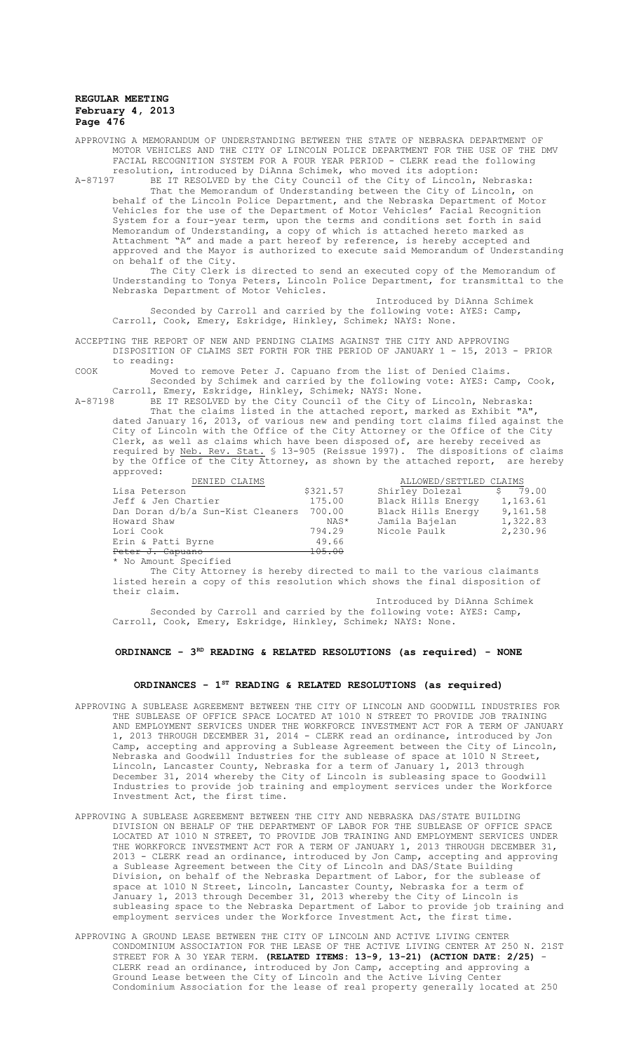APPROVING A MEMORANDUM OF UNDERSTANDING BETWEEN THE STATE OF NEBRASKA DEPARTMENT OF MOTOR VEHICLES AND THE CITY OF LINCOLN POLICE DEPARTMENT FOR THE USE OF THE DMV FACIAL RECOGNITION SYSTEM FOR A FOUR YEAR PERIOD - CLERK read the following resolution, introduced by DiAnna Schimek, who moved its adoption:

A-87197 BE IT RESOLVED by the City Council of the City of Lincoln, Nebraska:

That the Memorandum of Understanding between the City of Lincoln, on behalf of the Lincoln Police Department, and the Nebraska Department of Motor Vehicles for the use of the Department of Motor Vehicles' Facial Recognition System for a four-year term, upon the terms and conditions set forth in said Memorandum of Understanding, a copy of which is attached hereto marked as Attachment "A" and made a part hereof by reference, is hereby accepted and approved and the Mayor is authorized to execute said Memorandum of Understanding on behalf of the City.

The City Clerk is directed to send an executed copy of the Memorandum of Understanding to Tonya Peters, Lincoln Police Department, for transmittal to the Nebraska Department of Motor Vehicles.

Introduced by DiAnna Schimek

Seconded by Carroll and carried by the following vote: AYES: Camp, Carroll, Cook, Emery, Eskridge, Hinkley, Schimek; NAYS: None.

ACCEPTING THE REPORT OF NEW AND PENDING CLAIMS AGAINST THE CITY AND APPROVING DISPOSITION OF CLAIMS SET FORTH FOR THE PERIOD OF JANUARY 1 - 15, 2013 - PRIOR to reading:

COOK Moved to remove Peter J. Capuano from the list of Denied Claims.

Seconded by Schimek and carried by the following vote: AYES: Camp, Cook, Carroll, Emery, Eskridge, Hinkley, Schimek; NAYS: None.

A-87198 BE IT RESOLVED by the City Council of the City of Lincoln, Nebraska:

That the claims listed in the attached report, marked as Exhibit "A", dated January 16, 2013, of various new and pending tort claims filed against the City of Lincoln with the Office of the City Attorney or the Office of the City Clerk, as well as claims which have been disposed of, are hereby received as required by Neb. Rev. Stat. § 13-905 (Reissue 1997). The dispositions of claims by the Office of the City Attorney, as shown by the attached report, are hereby approved:

| DENIED CLAIMS | | ALLOWED/SETTLED CLAIMS | |
|---|---|---|---|
| Lisa Peterson | $321.57 | Shirley Dolezal | $ 79.00 |
| Jeff & Jen Chartier | 175.00 | Black Hills Energy | 1,163.61 |
| Dan Doran d/b/a Sun-Kist Cleaners | 700.00 | Black Hills Energy | 9,161.58 |
| Howard Shaw | NAS* | Jamila Bajelan | 1,322.83 |
| Lori Cook | 794.29 | Nicole Paulk | 2,230.96 |
| Erin & Patti Byrne | 49.66 | | |
| ~~Peter J. Capuano~~ | ~~105.00~~ | | |

\* No Amount Specified

The City Attorney is hereby directed to mail to the various claimants listed herein a copy of this resolution which shows the final disposition of their claim.

Introduced by DiAnna Schimek

Seconded by Carroll and carried by the following vote: AYES: Camp, Carroll, Cook, Emery, Eskridge, Hinkley, Schimek; NAYS: None.

## ORDINANCE - 3RD READING & RELATED RESOLUTIONS (as required) - NONE

## ORDINANCES - 1ST READING & RELATED RESOLUTIONS (as required)

APPROVING A SUBLEASE AGREEMENT BETWEEN THE CITY OF LINCOLN AND GOODWILL INDUSTRIES FOR THE SUBLEASE OF OFFICE SPACE LOCATED AT 1010 N STREET TO PROVIDE JOB TRAINING AND EMPLOYMENT SERVICES UNDER THE WORKFORCE INVESTMENT ACT FOR A TERM OF JANUARY 1, 2013 THROUGH DECEMBER 31, 2014 - CLERK read an ordinance, introduced by Jon Camp, accepting and approving a Sublease Agreement between the City of Lincoln, Nebraska and Goodwill Industries for the sublease of space at 1010 N Street, Lincoln, Lancaster County, Nebraska for a term of January 1, 2013 through December 31, 2014 whereby the City of Lincoln is subleasing space to Goodwill Industries to provide job training and employment services under the Workforce Investment Act, the first time.

APPROVING A SUBLEASE AGREEMENT BETWEEN THE CITY AND NEBRASKA DAS/STATE BUILDING DIVISION ON BEHALF OF THE DEPARTMENT OF LABOR FOR THE SUBLEASE OF OFFICE SPACE LOCATED AT 1010 N STREET, TO PROVIDE JOB TRAINING AND EMPLOYMENT SERVICES UNDER THE WORKFORCE INVESTMENT ACT FOR A TERM OF JANUARY 1, 2013 THROUGH DECEMBER 31, 2013 - CLERK read an ordinance, introduced by Jon Camp, accepting and approving a Sublease Agreement between the City of Lincoln and DAS/State Building Division, on behalf of the Nebraska Department of Labor, for the sublease of space at 1010 N Street, Lincoln, Lancaster County, Nebraska for a term of January 1, 2013 through December 31, 2013 whereby the City of Lincoln is subleasing space to the Nebraska Department of Labor to provide job training and employment services under the Workforce Investment Act, the first time.

APPROVING A GROUND LEASE BETWEEN THE CITY OF LINCOLN AND ACTIVE LIVING CENTER CONDOMINIUM ASSOCIATION FOR THE LEASE OF THE ACTIVE LIVING CENTER AT 250 N. 21ST STREET FOR A 30 YEAR TERM. **(RELATED ITEMS: 13-9, 13-21) (ACTION DATE: 2/25)** - CLERK read an ordinance, introduced by Jon Camp, accepting and approving a Ground Lease between the City of Lincoln and the Active Living Center Condominium Association for the lease of real property generally located at 250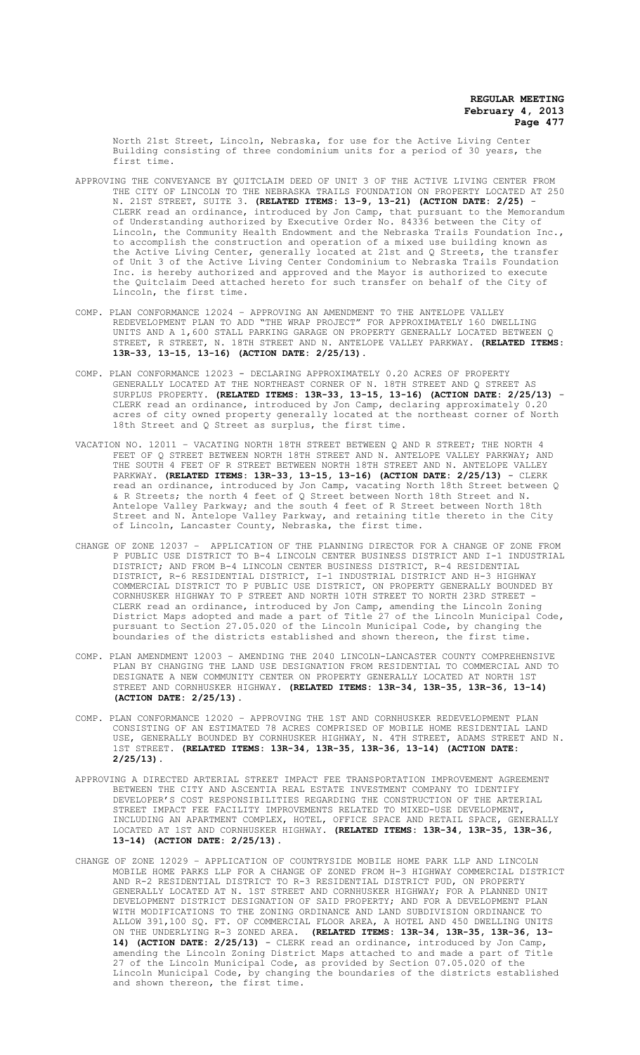North 21st Street, Lincoln, Nebraska, for use for the Active Living Center Building consisting of three condominium units for a period of 30 years, the first time.

APPROVING THE CONVEYANCE BY QUITCLAIM DEED OF UNIT 3 OF THE ACTIVE LIVING CENTER FROM THE CITY OF LINCOLN TO THE NEBRASKA TRAILS FOUNDATION ON PROPERTY LOCATED AT 250 N. 21ST STREET, SUITE 3. **(RELATED ITEMS: 13-9, 13-21) (ACTION DATE: 2/25)** - CLERK read an ordinance, introduced by Jon Camp, that pursuant to the Memorandum of Understanding authorized by Executive Order No. 84336 between the City of Lincoln, the Community Health Endowment and the Nebraska Trails Foundation Inc., to accomplish the construction and operation of a mixed use building known as the Active Living Center, generally located at 21st and Q Streets, the transfer of Unit 3 of the Active Living Center Condominium to Nebraska Trails Foundation Inc. is hereby authorized and approved and the Mayor is authorized to execute the Quitclaim Deed attached hereto for such transfer on behalf of the City of Lincoln, the first time.

COMP. PLAN CONFORMANCE 12024 - APPROVING AN AMENDMENT TO THE ANTELOPE VALLEY REDEVELOPMENT PLAN TO ADD "THE WRAP PROJECT" FOR APPROXIMATELY 160 DWELLING UNITS AND A 1,600 STALL PARKING GARAGE ON PROPERTY GENERALLY LOCATED BETWEEN Q STREET, R STREET, N. 18TH STREET AND N. ANTELOPE VALLEY PARKWAY. **(RELATED ITEMS: 13R-33, 13-15, 13-16) (ACTION DATE: 2/25/13).**

COMP. PLAN CONFORMANCE 12023 - DECLARING APPROXIMATELY 0.20 ACRES OF PROPERTY GENERALLY LOCATED AT THE NORTHEAST CORNER OF N. 18TH STREET AND Q STREET AS SURPLUS PROPERTY. **(RELATED ITEMS: 13R-33, 13-15, 13-16) (ACTION DATE: 2/25/13)** - CLERK read an ordinance, introduced by Jon Camp, declaring approximately 0.20 acres of city owned property generally located at the northeast corner of North 18th Street and Q Street as surplus, the first time.

VACATION NO. 12011 - VACATING NORTH 18TH STREET BETWEEN Q AND R STREET; THE NORTH 4 FEET OF Q STREET BETWEEN NORTH 18TH STREET AND N. ANTELOPE VALLEY PARKWAY; AND THE SOUTH 4 FEET OF R STREET BETWEEN NORTH 18TH STREET AND N. ANTELOPE VALLEY PARKWAY. **(RELATED ITEMS: 13R-33, 13-15, 13-16) (ACTION DATE: 2/25/13)** - CLERK read an ordinance, introduced by Jon Camp, vacating North 18th Street between Q & R Streets; the north 4 feet of Q Street between North 18th Street and N. Antelope Valley Parkway; and the south 4 feet of R Street between North 18th Street and N. Antelope Valley Parkway, and retaining title thereto in the City of Lincoln, Lancaster County, Nebraska, the first time.

CHANGE OF ZONE 12037 - APPLICATION OF THE PLANNING DIRECTOR FOR A CHANGE OF ZONE FROM P PUBLIC USE DISTRICT TO B-4 LINCOLN CENTER BUSINESS DISTRICT AND I-1 INDUSTRIAL DISTRICT; AND FROM B-4 LINCOLN CENTER BUSINESS DISTRICT, R-4 RESIDENTIAL DISTRICT, R-6 RESIDENTIAL DISTRICT, I-1 INDUSTRIAL DISTRICT AND H-3 HIGHWAY COMMERCIAL DISTRICT TO P PUBLIC USE DISTRICT, ON PROPERTY GENERALLY BOUNDED BY CORNHUSKER HIGHWAY TO P STREET AND NORTH 10TH STREET TO NORTH 23RD STREET - CLERK read an ordinance, introduced by Jon Camp, amending the Lincoln Zoning District Maps adopted and made a part of Title 27 of the Lincoln Municipal Code, pursuant to Section 27.05.020 of the Lincoln Municipal Code, by changing the boundaries of the districts established and shown thereon, the first time.

COMP. PLAN AMENDMENT 12003 - AMENDING THE 2040 LINCOLN-LANCASTER COUNTY COMPREHENSIVE PLAN BY CHANGING THE LAND USE DESIGNATION FROM RESIDENTIAL TO COMMERCIAL AND TO DESIGNATE A NEW COMMUNITY CENTER ON PROPERTY GENERALLY LOCATED AT NORTH 1ST STREET AND CORNHUSKER HIGHWAY. **(RELATED ITEMS: 13R-34, 13R-35, 13R-36, 13-14) (ACTION DATE: 2/25/13).**

COMP. PLAN CONFORMANCE 12020 - APPROVING THE 1ST AND CORNHUSKER REDEVELOPMENT PLAN CONSISTING OF AN ESTIMATED 78 ACRES COMPRISED OF MOBILE HOME RESIDENTIAL LAND USE, GENERALLY BOUNDED BY CORNHUSKER HIGHWAY, N. 4TH STREET, ADAMS STREET AND N. 1ST STREET. **(RELATED ITEMS: 13R-34, 13R-35, 13R-36, 13-14) (ACTION DATE: 2/25/13).**

APPROVING A DIRECTED ARTERIAL STREET IMPACT FEE TRANSPORTATION IMPROVEMENT AGREEMENT BETWEEN THE CITY AND ASCENTIA REAL ESTATE INVESTMENT COMPANY TO IDENTIFY DEVELOPER'S COST RESPONSIBILITIES REGARDING THE CONSTRUCTION OF THE ARTERIAL STREET IMPACT FEE FACILITY IMPROVEMENTS RELATED TO MIXED-USE DEVELOPMENT, INCLUDING AN APARTMENT COMPLEX, HOTEL, OFFICE SPACE AND RETAIL SPACE, GENERALLY LOCATED AT 1ST AND CORNHUSKER HIGHWAY. **(RELATED ITEMS: 13R-34, 13R-35, 13R-36, 13-14) (ACTION DATE: 2/25/13).**

CHANGE OF ZONE 12029 - APPLICATION OF COUNTRYSIDE MOBILE HOME PARK LLP AND LINCOLN MOBILE HOME PARKS LLP FOR A CHANGE OF ZONED FROM H-3 HIGHWAY COMMERCIAL DISTRICT AND R-2 RESIDENTIAL DISTRICT TO R-3 RESIDENTIAL DISTRICT PUD, ON PROPERTY GENERALLY LOCATED AT N. 1ST STREET AND CORNHUSKER HIGHWAY; FOR A PLANNED UNIT DEVELOPMENT DISTRICT DESIGNATION OF SAID PROPERTY; AND FOR A DEVELOPMENT PLAN WITH MODIFICATIONS TO THE ZONING ORDINANCE AND LAND SUBDIVISION ORDINANCE TO ALLOW 391,100 SQ. FT. OF COMMERCIAL FLOOR AREA, A HOTEL AND 450 DWELLING UNITS ON THE UNDERLYING R-3 ZONED AREA. **(RELATED ITEMS: 13R-34, 13R-35, 13R-36, 13-14) (ACTION DATE: 2/25/13)** - CLERK read an ordinance, introduced by Jon Camp, amending the Lincoln Zoning District Maps attached to and made a part of Title 27 of the Lincoln Municipal Code, as provided by Section 07.05.020 of the Lincoln Municipal Code, by changing the boundaries of the districts established and shown thereon, the first time.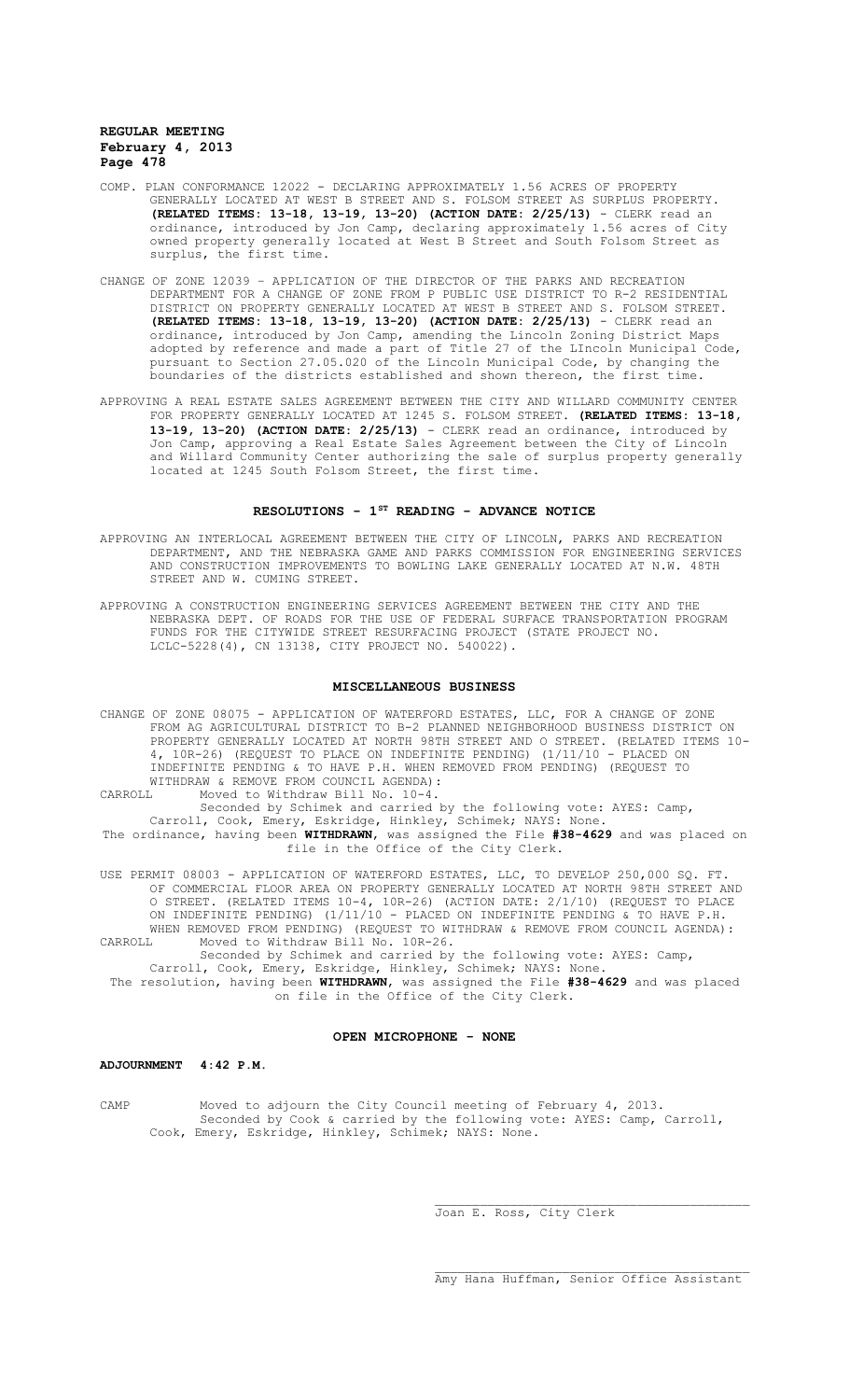COMP. PLAN CONFORMANCE 12022 - DECLARING APPROXIMATELY 1.56 ACRES OF PROPERTY GENERALLY LOCATED AT WEST B STREET AND S. FOLSOM STREET AS SURPLUS PROPERTY. **(RELATED ITEMS: 13-18, 13-19, 13-20) (ACTION DATE: 2/25/13)** - CLERK read an ordinance, introduced by Jon Camp, declaring approximately 1.56 acres of City owned property generally located at West B Street and South Folsom Street as surplus, the first time.

CHANGE OF ZONE 12039 – APPLICATION OF THE DIRECTOR OF THE PARKS AND RECREATION DEPARTMENT FOR A CHANGE OF ZONE FROM P PUBLIC USE DISTRICT TO R-2 RESIDENTIAL DISTRICT ON PROPERTY GENERALLY LOCATED AT WEST B STREET AND S. FOLSOM STREET. **(RELATED ITEMS: 13-18, 13-19, 13-20) (ACTION DATE: 2/25/13)** - CLERK read an ordinance, introduced by Jon Camp, amending the Lincoln Zoning District Maps adopted by reference and made a part of Title 27 of the LIncoln Municipal Code, pursuant to Section 27.05.020 of the Lincoln Municipal Code, by changing the boundaries of the districts established and shown thereon, the first time.

APPROVING A REAL ESTATE SALES AGREEMENT BETWEEN THE CITY AND WILLARD COMMUNITY CENTER FOR PROPERTY GENERALLY LOCATED AT 1245 S. FOLSOM STREET. **(RELATED ITEMS: 13-18, 13-19, 13-20) (ACTION DATE: 2/25/13)** - CLERK read an ordinance, introduced by Jon Camp, approving a Real Estate Sales Agreement between the City of Lincoln and Willard Community Center authorizing the sale of surplus property generally located at 1245 South Folsom Street, the first time.

## RESOLUTIONS - 1ST READING - ADVANCE NOTICE

APPROVING AN INTERLOCAL AGREEMENT BETWEEN THE CITY OF LINCOLN, PARKS AND RECREATION DEPARTMENT, AND THE NEBRASKA GAME AND PARKS COMMISSION FOR ENGINEERING SERVICES AND CONSTRUCTION IMPROVEMENTS TO BOWLING LAKE GENERALLY LOCATED AT N.W. 48TH STREET AND W. CUMING STREET.

APPROVING A CONSTRUCTION ENGINEERING SERVICES AGREEMENT BETWEEN THE CITY AND THE NEBRASKA DEPT. OF ROADS FOR THE USE OF FEDERAL SURFACE TRANSPORTATION PROGRAM FUNDS FOR THE CITYWIDE STREET RESURFACING PROJECT (STATE PROJECT NO. LCLC-5228(4), CN 13138, CITY PROJECT NO. 540022).

## MISCELLANEOUS BUSINESS

CHANGE OF ZONE 08075 - APPLICATION OF WATERFORD ESTATES, LLC, FOR A CHANGE OF ZONE FROM AG AGRICULTURAL DISTRICT TO B-2 PLANNED NEIGHBORHOOD BUSINESS DISTRICT ON PROPERTY GENERALLY LOCATED AT NORTH 98TH STREET AND O STREET. (RELATED ITEMS 10-4, 10R-26) (REQUEST TO PLACE ON INDEFINITE PENDING) (1/11/10 - PLACED ON INDEFINITE PENDING & TO HAVE P.H. WHEN REMOVED FROM PENDING) (REQUEST TO WITHDRAW & REMOVE FROM COUNCIL AGENDA):

CARROLL Moved to Withdraw Bill No. 10-4.
Seconded by Schimek and carried by the following vote: AYES: Camp, Carroll, Cook, Emery, Eskridge, Hinkley, Schimek; NAYS: None.

The ordinance, having been **WITHDRAWN**, was assigned the File **#38-4629** and was placed on file in the Office of the City Clerk.

USE PERMIT 08003 - APPLICATION OF WATERFORD ESTATES, LLC, TO DEVELOP 250,000 SQ. FT. OF COMMERCIAL FLOOR AREA ON PROPERTY GENERALLY LOCATED AT NORTH 98TH STREET AND O STREET. (RELATED ITEMS 10-4, 10R-26) (ACTION DATE: 2/1/10) (REQUEST TO PLACE ON INDEFINITE PENDING) (1/11/10 - PLACED ON INDEFINITE PENDING & TO HAVE P.H. WHEN REMOVED FROM PENDING) (REQUEST TO WITHDRAW & REMOVE FROM COUNCIL AGENDA):

CARROLL Moved to Withdraw Bill No. 10R-26.
Seconded by Schimek and carried by the following vote: AYES: Camp, Carroll, Cook, Emery, Eskridge, Hinkley, Schimek; NAYS: None.

The resolution, having been **WITHDRAWN**, was assigned the File **#38-4629** and was placed on file in the Office of the City Clerk.

## OPEN MICROPHONE - NONE

## ADJOURNMENT 4:42 P.M.

CAMP Moved to adjourn the City Council meeting of February 4, 2013.
Seconded by Cook & carried by the following vote: AYES: Camp, Carroll, Cook, Emery, Eskridge, Hinkley, Schimek; NAYS: None.

Joan E. Ross, City Clerk

Amy Hana Huffman, Senior Office Assistant